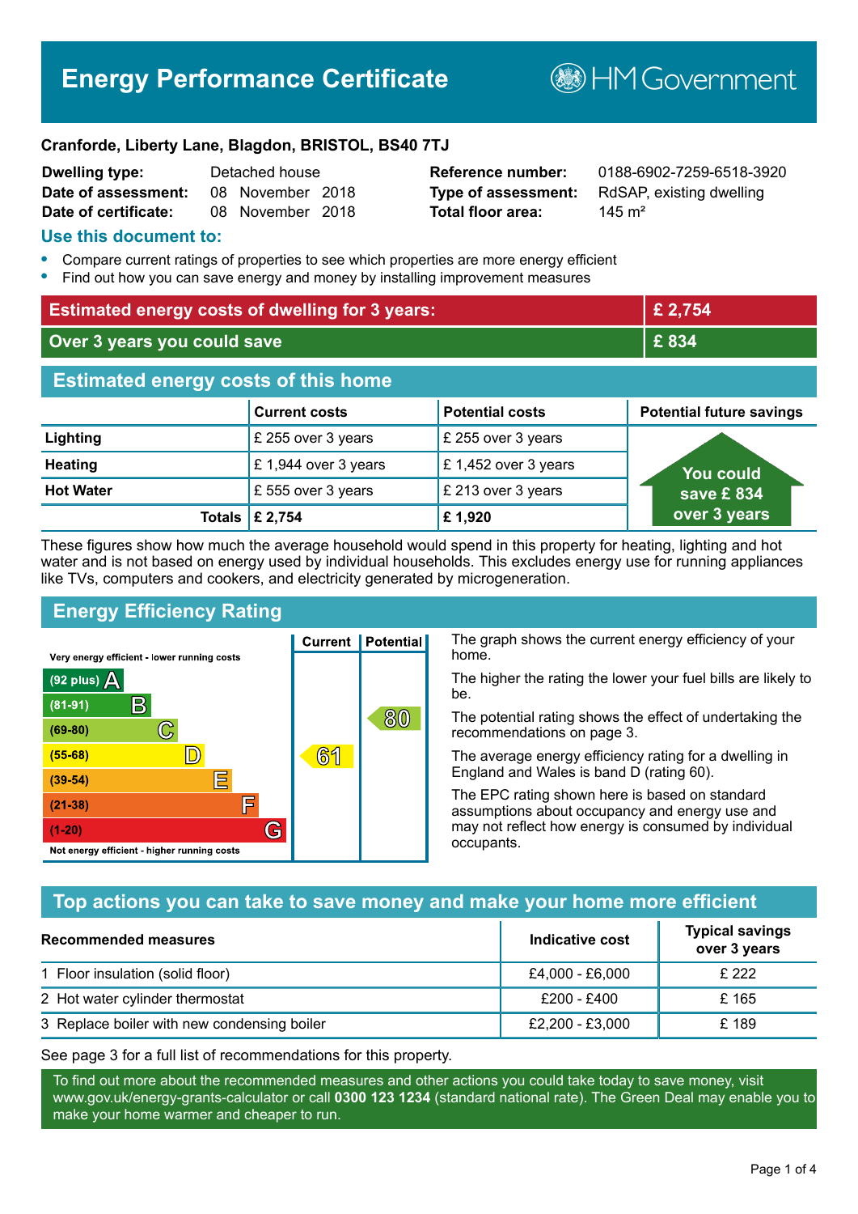# Energy Performance Certificate

HM Government

**Cranforde, Liberty Lane, Blagdon, BRISTOL, BS40 7TJ**

| | | | |
|---|---|---|---|
| **Dwelling type:** | Detached house | **Reference number:** | 0188-6902-7259-6518-3920 |
| **Date of assessment:** | 08 November 2018 | **Type of assessment:** | RdSAP, existing dwelling |
| **Date of certificate:** | 08 November 2018 | **Total floor area:** | 145 m² |

## Use this document to:

- Compare current ratings of properties to see which properties are more energy efficient
- Find out how you can save energy and money by installing improvement measures

| | |
|---|---|
| **Estimated energy costs of dwelling for 3 years:** | **£ 2,754** |
| **Over 3 years you could save** | **£ 834** |

## Estimated energy costs of this home

| | Current costs | Potential costs | Potential future savings |
|---|---|---|---|
| **Lighting** | £ 255 over 3 years | £ 255 over 3 years | You could save £ 834 over 3 years |
| **Heating** | £ 1,944 over 3 years | £ 1,452 over 3 years | |
| **Hot Water** | £ 555 over 3 years | £ 213 over 3 years | |
| **Totals** | **£ 2,754** | **£ 1,920** | |

These figures show how much the average household would spend in this property for heating, lighting and hot water and is not based on energy used by individual households. This excludes energy use for running appliances like TVs, computers and cookers, and electricity generated by microgeneration.

## Energy Efficiency Rating

| Rating | Current | Potential |
|---|---|---|
| Very energy efficient - lower running costs | | |
| (92 plus) A | | |
| (81-91) B | | |
| (69-80) C | | 80 |
| (55-68) D | 61 | |
| (39-54) E | | |
| (21-38) F | | |
| (1-20) G | | |
| Not energy efficient - higher running costs | | |

The graph shows the current energy efficiency of your home.

The higher the rating the lower your fuel bills are likely to be.

The potential rating shows the effect of undertaking the recommendations on page 3.

The average energy efficiency rating for a dwelling in England and Wales is band D (rating 60).

The EPC rating shown here is based on standard assumptions about occupancy and energy use and may not reflect how energy is consumed by individual occupants.

## Top actions you can take to save money and make your home more efficient

| Recommended measures | Indicative cost | Typical savings over 3 years |
|---|---|---|
| 1 Floor insulation (solid floor) | £4,000 - £6,000 | £ 222 |
| 2 Hot water cylinder thermostat | £200 - £400 | £ 165 |
| 3 Replace boiler with new condensing boiler | £2,200 - £3,000 | £ 189 |

See page 3 for a full list of recommendations for this property.

To find out more about the recommended measures and other actions you could take today to save money, visit www.gov.uk/energy-grants-calculator or call **0300 123 1234** (standard national rate). The Green Deal may enable you to make your home warmer and cheaper to run.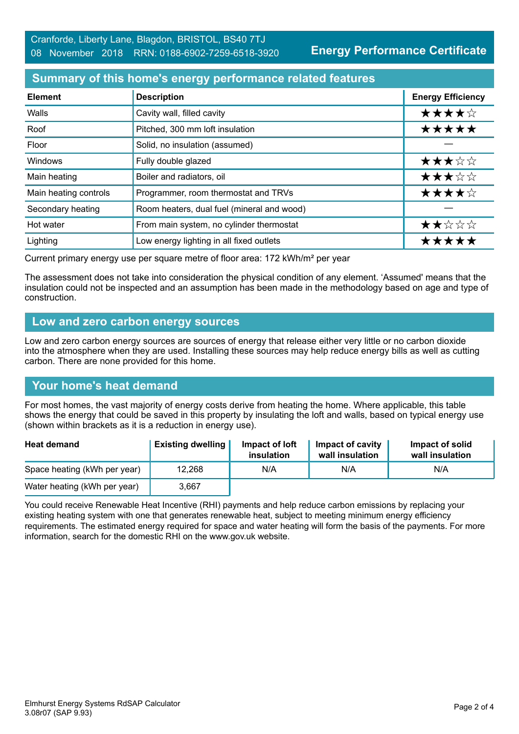Cranforde, Liberty Lane, Blagdon, BRISTOL, BS40 7TJ
08 November 2018 RRN: 0188-6902-7259-6518-3920

**Energy Performance Certificate**

## Summary of this home's energy performance related features

| Element | Description | Energy Efficiency |
|---|---|---|
| Walls | Cavity wall, filled cavity | ★★★★☆ |
| Roof | Pitched, 300 mm loft insulation | ★★★★★ |
| Floor | Solid, no insulation (assumed) | — |
| Windows | Fully double glazed | ★★★☆☆ |
| Main heating | Boiler and radiators, oil | ★★★☆☆ |
| Main heating controls | Programmer, room thermostat and TRVs | ★★★★☆ |
| Secondary heating | Room heaters, dual fuel (mineral and wood) | — |
| Hot water | From main system, no cylinder thermostat | ★★☆☆☆ |
| Lighting | Low energy lighting in all fixed outlets | ★★★★★ |

Current primary energy use per square metre of floor area: 172 kWh/m² per year

The assessment does not take into consideration the physical condition of any element. 'Assumed' means that the insulation could not be inspected and an assumption has been made in the methodology based on age and type of construction.

## Low and zero carbon energy sources

Low and zero carbon energy sources are sources of energy that release either very little or no carbon dioxide into the atmosphere when they are used. Installing these sources may help reduce energy bills as well as cutting carbon. There are none provided for this home.

## Your home's heat demand

For most homes, the vast majority of energy costs derive from heating the home. Where applicable, this table shows the energy that could be saved in this property by insulating the loft and walls, based on typical energy use (shown within brackets as it is a reduction in energy use).

| Heat demand | Existing dwelling | Impact of loft insulation | Impact of cavity wall insulation | Impact of solid wall insulation |
|---|---|---|---|---|
| Space heating (kWh per year) | 12,268 | N/A | N/A | N/A |
| Water heating (kWh per year) | 3,667 | | | |

You could receive Renewable Heat Incentive (RHI) payments and help reduce carbon emissions by replacing your existing heating system with one that generates renewable heat, subject to meeting minimum energy efficiency requirements. The estimated energy required for space and water heating will form the basis of the payments. For more information, search for the domestic RHI on the www.gov.uk website.

Elmhurst Energy Systems RdSAP Calculator
3.08r07 (SAP 9.93)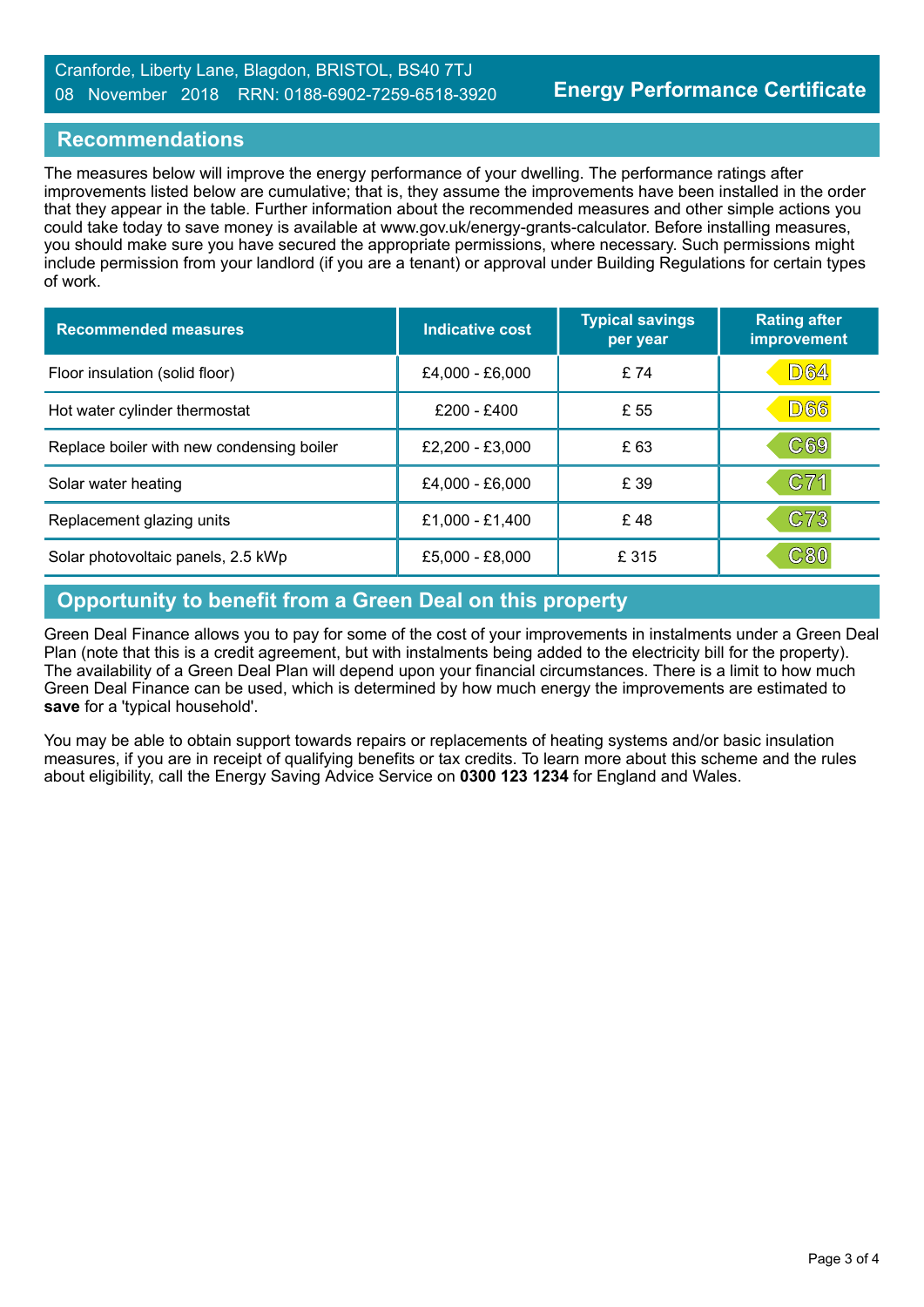Cranforde, Liberty Lane, Blagdon, BRISTOL, BS40 7TJ
08 November 2018 RRN: 0188-6902-7259-6518-3920

**Energy Performance Certificate**

## Recommendations

The measures below will improve the energy performance of your dwelling. The performance ratings after improvements listed below are cumulative; that is, they assume the improvements have been installed in the order that they appear in the table. Further information about the recommended measures and other simple actions you could take today to save money is available at www.gov.uk/energy-grants-calculator. Before installing measures, you should make sure you have secured the appropriate permissions, where necessary. Such permissions might include permission from your landlord (if you are a tenant) or approval under Building Regulations for certain types of work.

| Recommended measures | Indicative cost | Typical savings per year | Rating after improvement |
|---|---|---|---|
| Floor insulation (solid floor) | £4,000 - £6,000 | £ 74 | D64 |
| Hot water cylinder thermostat | £200 - £400 | £ 55 | D66 |
| Replace boiler with new condensing boiler | £2,200 - £3,000 | £ 63 | C69 |
| Solar water heating | £4,000 - £6,000 | £ 39 | C71 |
| Replacement glazing units | £1,000 - £1,400 | £ 48 | C73 |
| Solar photovoltaic panels, 2.5 kWp | £5,000 - £8,000 | £ 315 | C80 |

## Opportunity to benefit from a Green Deal on this property

Green Deal Finance allows you to pay for some of the cost of your improvements in instalments under a Green Deal Plan (note that this is a credit agreement, but with instalments being added to the electricity bill for the property). The availability of a Green Deal Plan will depend upon your financial circumstances. There is a limit to how much Green Deal Finance can be used, which is determined by how much energy the improvements are estimated to **save** for a 'typical household'.

You may be able to obtain support towards repairs or replacements of heating systems and/or basic insulation measures, if you are in receipt of qualifying benefits or tax credits. To learn more about this scheme and the rules about eligibility, call the Energy Saving Advice Service on **0300 123 1234** for England and Wales.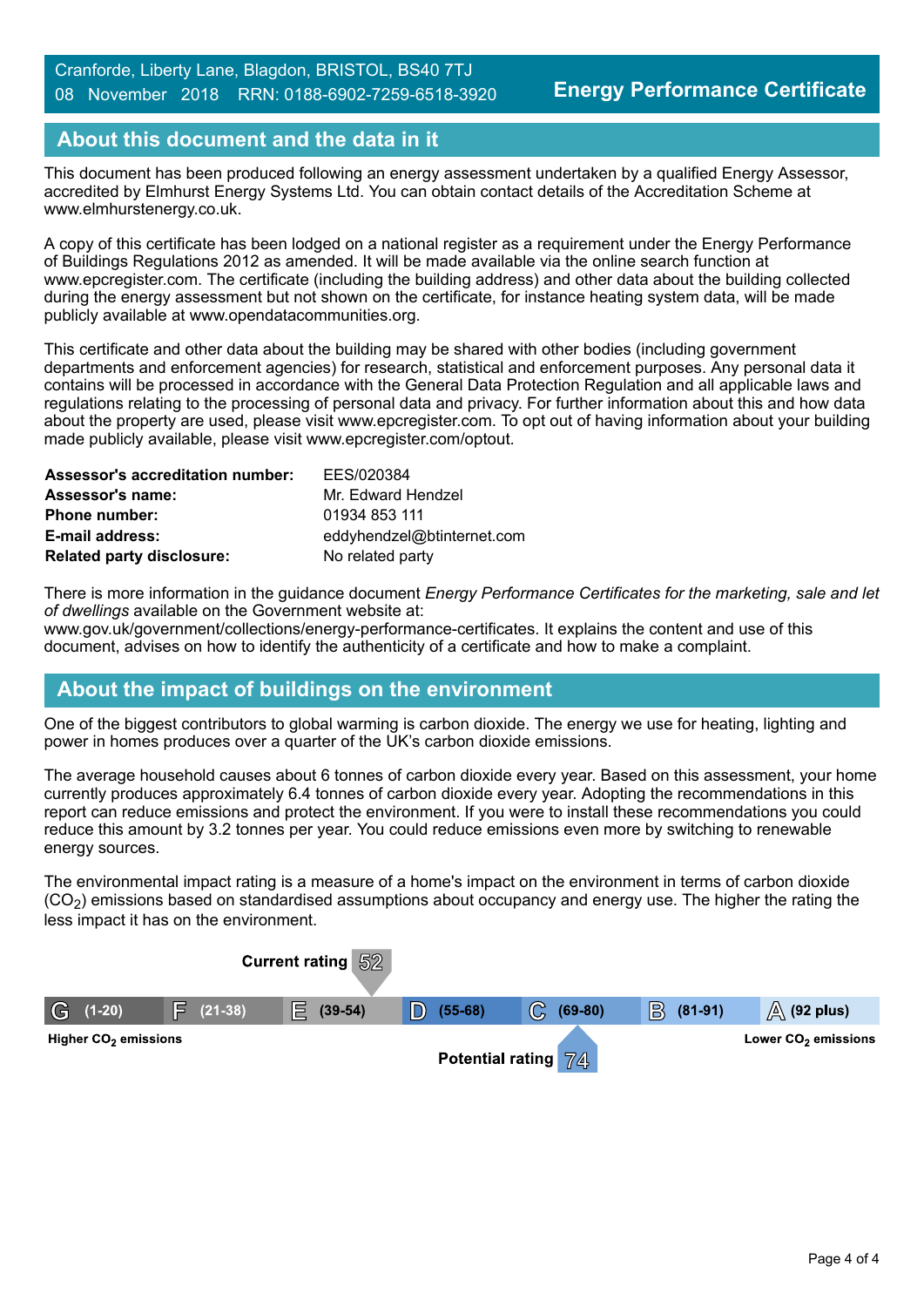Cranforde, Liberty Lane, Blagdon, BRISTOL, BS40 7TJ
08 November 2018 RRN: 0188-6902-7259-6518-3920

**Energy Performance Certificate**

## About this document and the data in it

This document has been produced following an energy assessment undertaken by a qualified Energy Assessor, accredited by Elmhurst Energy Systems Ltd. You can obtain contact details of the Accreditation Scheme at www.elmhurstenergy.co.uk.

A copy of this certificate has been lodged on a national register as a requirement under the Energy Performance of Buildings Regulations 2012 as amended. It will be made available via the online search function at www.epcregister.com. The certificate (including the building address) and other data about the building collected during the energy assessment but not shown on the certificate, for instance heating system data, will be made publicly available at www.opendatacommunities.org.

This certificate and other data about the building may be shared with other bodies (including government departments and enforcement agencies) for research, statistical and enforcement purposes. Any personal data it contains will be processed in accordance with the General Data Protection Regulation and all applicable laws and regulations relating to the processing of personal data and privacy. For further information about this and how data about the property are used, please visit www.epcregister.com. To opt out of having information about your building made publicly available, please visit www.epcregister.com/optout.

| | |
|---|---|
| **Assessor's accreditation number:** | EES/020384 |
| **Assessor's name:** | Mr. Edward Hendzel |
| **Phone number:** | 01934 853 111 |
| **E-mail address:** | eddyhendzel@btinternet.com |
| **Related party disclosure:** | No related party |

There is more information in the guidance document *Energy Performance Certificates for the marketing, sale and let of dwellings* available on the Government website at: www.gov.uk/government/collections/energy-performance-certificates. It explains the content and use of this document, advises on how to identify the authenticity of a certificate and how to make a complaint.

## About the impact of buildings on the environment

One of the biggest contributors to global warming is carbon dioxide. The energy we use for heating, lighting and power in homes produces over a quarter of the UK's carbon dioxide emissions.

The average household causes about 6 tonnes of carbon dioxide every year. Based on this assessment, your home currently produces approximately 6.4 tonnes of carbon dioxide every year. Adopting the recommendations in this report can reduce emissions and protect the environment. If you were to install these recommendations you could reduce this amount by 3.2 tonnes per year. You could reduce emissions even more by switching to renewable energy sources.

The environmental impact rating is a measure of a home's impact on the environment in terms of carbon dioxide ($CO_2$) emissions based on standardised assumptions about occupancy and energy use. The higher the rating the less impact it has on the environment.

Current rating 52

G (1-20) F (21-38) E (39-54) D (55-68) C (69-80) B (81-91) A (92 plus)

Higher $CO_2$ emissions

Lower $CO_2$ emissions

Potential rating 74